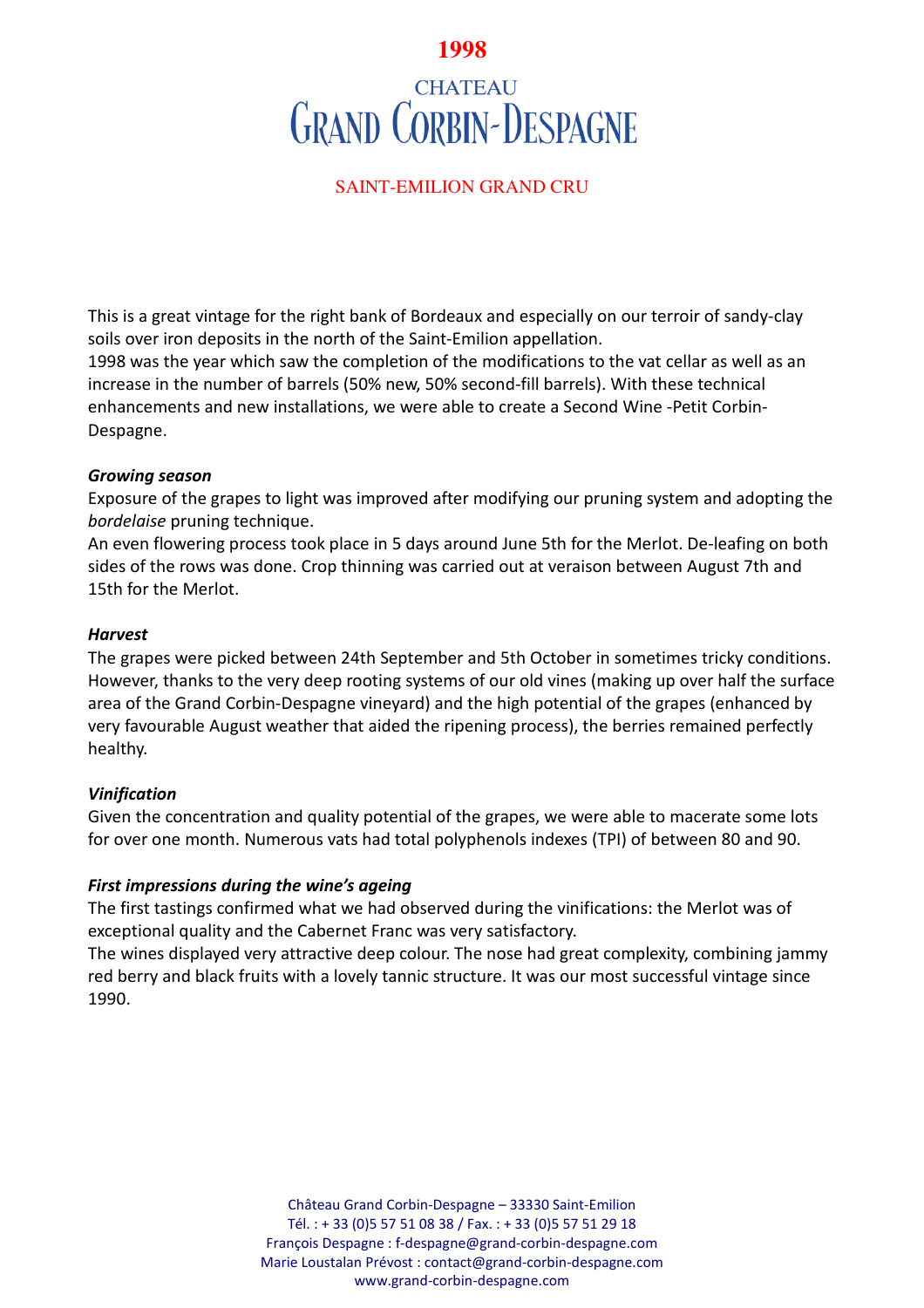# 1998

## CHATEAU GRAND CORBIN-DESPAGNE

### SAINT-EMILION GRAND CRU

This is a great vintage for the right bank of Bordeaux and especially on our terroir of sandy-clay soils over iron deposits in the north of the Saint-Emilion appellation.
1998 was the year which saw the completion of the modifications to the vat cellar as well as an increase in the number of barrels (50% new, 50% second-fill barrels). With these technical enhancements and new installations, we were able to create a Second Wine -Petit Corbin-Despagne.

***Growing season***
Exposure of the grapes to light was improved after modifying our pruning system and adopting the *bordelaise* pruning technique.
An even flowering process took place in 5 days around June 5th for the Merlot. De-leafing on both sides of the rows was done. Crop thinning was carried out at veraison between August 7th and 15th for the Merlot.

***Harvest***
The grapes were picked between 24th September and 5th October in sometimes tricky conditions. However, thanks to the very deep rooting systems of our old vines (making up over half the surface area of the Grand Corbin-Despagne vineyard) and the high potential of the grapes (enhanced by very favourable August weather that aided the ripening process), the berries remained perfectly healthy.

***Vinification***
Given the concentration and quality potential of the grapes, we were able to macerate some lots for over one month. Numerous vats had total polyphenols indexes (TPI) of between 80 and 90.

***First impressions during the wine's ageing***
The first tastings confirmed what we had observed during the vinifications: the Merlot was of exceptional quality and the Cabernet Franc was very satisfactory.
The wines displayed very attractive deep colour. The nose had great complexity, combining jammy red berry and black fruits with a lovely tannic structure. It was our most successful vintage since 1990.

Château Grand Corbin-Despagne – 33330 Saint-Emilion
Tél. : + 33 (0)5 57 51 08 38 / Fax. : + 33 (0)5 57 51 29 18
François Despagne : f-despagne@grand-corbin-despagne.com
Marie Loustalan Prévost : contact@grand-corbin-despagne.com
www.grand-corbin-despagne.com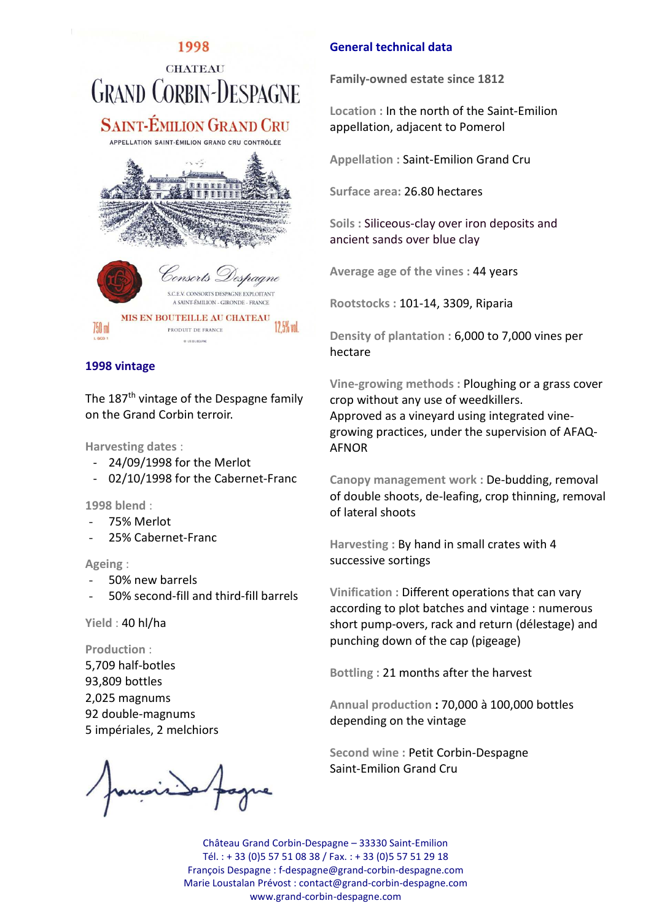1998

CHATEAU

GRAND CORBIN-DESPAGNE

SAINT-ÉMILION GRAND CRU

APPELLATION SAINT-ÉMILION GRAND CRU CONTRÔLÉE

Consorts Despagne

S.C.E.V. CONSORTS DESPAGNE EXPLOITANT
A SAINT-ÉMILION - GIRONDE - FRANCE

MIS EN BOUTEILLE AU CHATEAU

750 ml PRODUIT DE FRANCE 12,5% vol.

## 1998 vintage

The 187th vintage of the Despagne family on the Grand Corbin terroir.

**Harvesting dates :**

- 24/09/1998 for the Merlot
- 02/10/1998 for the Cabernet-Franc

**1998 blend :**

- 75% Merlot
- 25% Cabernet-Franc

**Ageing :**

- 50% new barrels
- 50% second-fill and third-fill barrels

**Yield :** 40 hl/ha

**Production :**

5,709 half-botles
93,809 bottles
2,025 magnums
92 double-magnums
5 impériales, 2 melchiors

## General technical data

**Family-owned estate since 1812**

**Location :** In the north of the Saint-Emilion appellation, adjacent to Pomerol

**Appellation :** Saint-Emilion Grand Cru

**Surface area:** 26.80 hectares

**Soils :** Siliceous-clay over iron deposits and ancient sands over blue clay

**Average age of the vines :** 44 years

**Rootstocks :** 101-14, 3309, Riparia

**Density of plantation :** 6,000 to 7,000 vines per hectare

**Vine-growing methods :** Ploughing or a grass cover crop without any use of weedkillers.
Approved as a vineyard using integrated vine-growing practices, under the supervision of AFAQ-AFNOR

**Canopy management work :** De-budding, removal of double shoots, de-leafing, crop thinning, removal of lateral shoots

**Harvesting :** By hand in small crates with 4 successive sortings

**Vinification :** Different operations that can vary according to plot batches and vintage : numerous short pump-overs, rack and return (délestage) and punching down of the cap (pigeage)

**Bottling :** 21 months after the harvest

**Annual production :** 70,000 à 100,000 bottles depending on the vintage

**Second wine :** Petit Corbin-Despagne Saint-Emilion Grand Cru

Château Grand Corbin-Despagne – 33330 Saint-Emilion
Tél. : + 33 (0)5 57 51 08 38 / Fax. : + 33 (0)5 57 51 29 18
François Despagne : f-despagne@grand-corbin-despagne.com
Marie Loustalan Prévost : contact@grand-corbin-despagne.com
www.grand-corbin-despagne.com